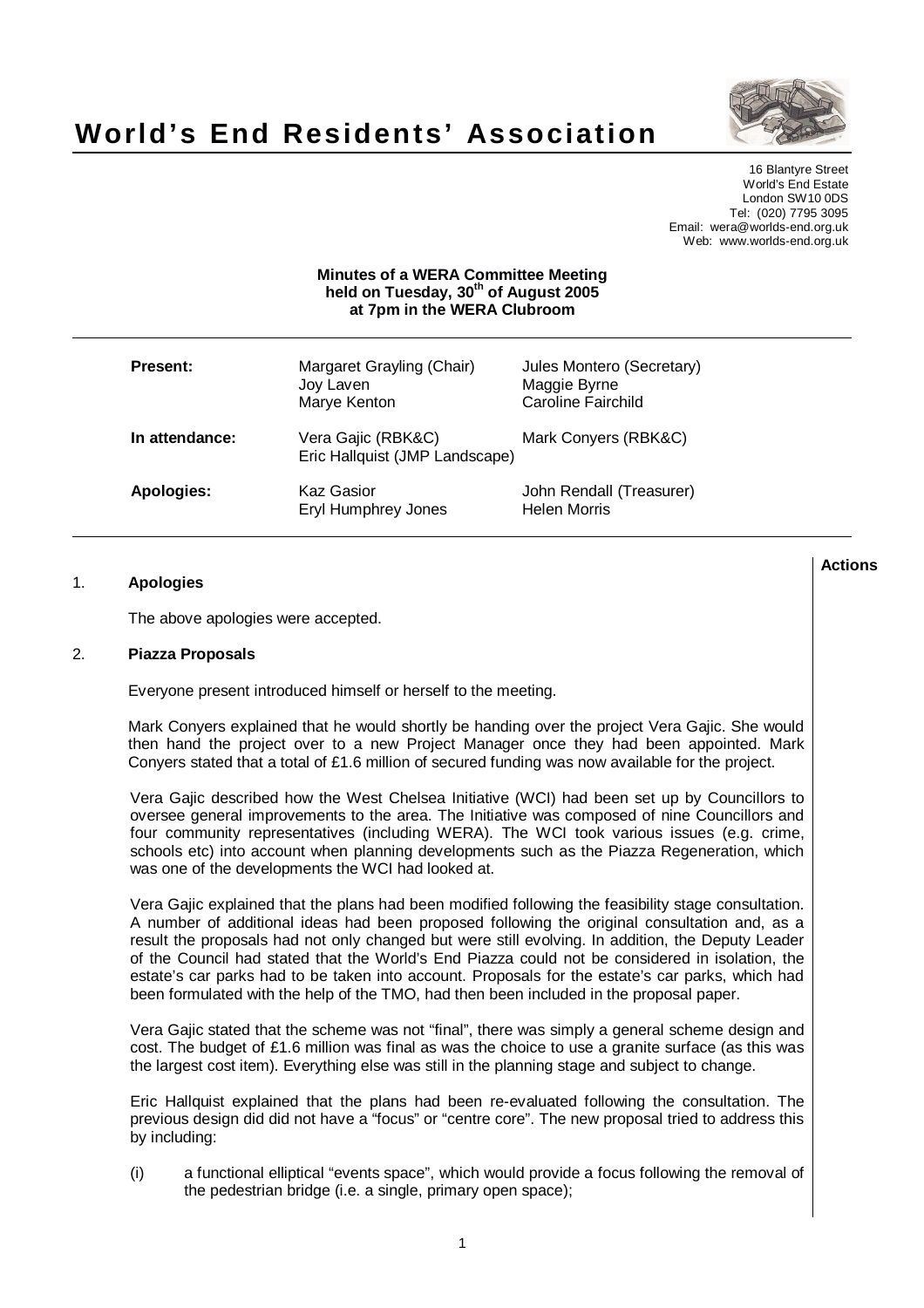# World's End Residents' Association

16 Blantyre Street
World's End Estate
London SW10 0DS
Tel: (020) 7795 3095
Email: wera@worlds-end.org.uk
Web: www.worlds-end.org.uk

**Minutes of a WERA Committee Meeting held on Tuesday, 30th of August 2005 at 7pm in the WERA Clubroom**

| | | |
|---|---|---|
| **Present:** | Margaret Grayling (Chair)<br>Joy Laven<br>Marye Kenton | Jules Montero (Secretary)<br>Maggie Byrne<br>Caroline Fairchild |
| **In attendance:** | Vera Gajic (RBK&C)<br>Eric Hallquist (JMP Landscape) | Mark Conyers (RBK&C) |
| **Apologies:** | Kaz Gasior<br>Eryl Humphrey Jones | John Rendall (Treasurer)<br>Helen Morris |

**Actions**

## 1. Apologies

The above apologies were accepted.

## 2. Piazza Proposals

Everyone present introduced himself or herself to the meeting.

Mark Conyers explained that he would shortly be handing over the project Vera Gajic. She would then hand the project over to a new Project Manager once they had been appointed. Mark Conyers stated that a total of £1.6 million of secured funding was now available for the project.

Vera Gajic described how the West Chelsea Initiative (WCI) had been set up by Councillors to oversee general improvements to the area. The Initiative was composed of nine Councillors and four community representatives (including WERA). The WCI took various issues (e.g. crime, schools etc) into account when planning developments such as the Piazza Regeneration, which was one of the developments the WCI had looked at.

Vera Gajic explained that the plans had been modified following the feasibility stage consultation. A number of additional ideas had been proposed following the original consultation and, as a result the proposals had not only changed but were still evolving. In addition, the Deputy Leader of the Council had stated that the World's End Piazza could not be considered in isolation, the estate's car parks had to be taken into account. Proposals for the estate's car parks, which had been formulated with the help of the TMO, had then been included in the proposal paper.

Vera Gajic stated that the scheme was not "final", there was simply a general scheme design and cost. The budget of £1.6 million was final as was the choice to use a granite surface (as this was the largest cost item). Everything else was still in the planning stage and subject to change.

Eric Hallquist explained that the plans had been re-evaluated following the consultation. The previous design did did not have a "focus" or "centre core". The new proposal tried to address this by including:

(i) a functional elliptical "events space", which would provide a focus following the removal of the pedestrian bridge (i.e. a single, primary open space);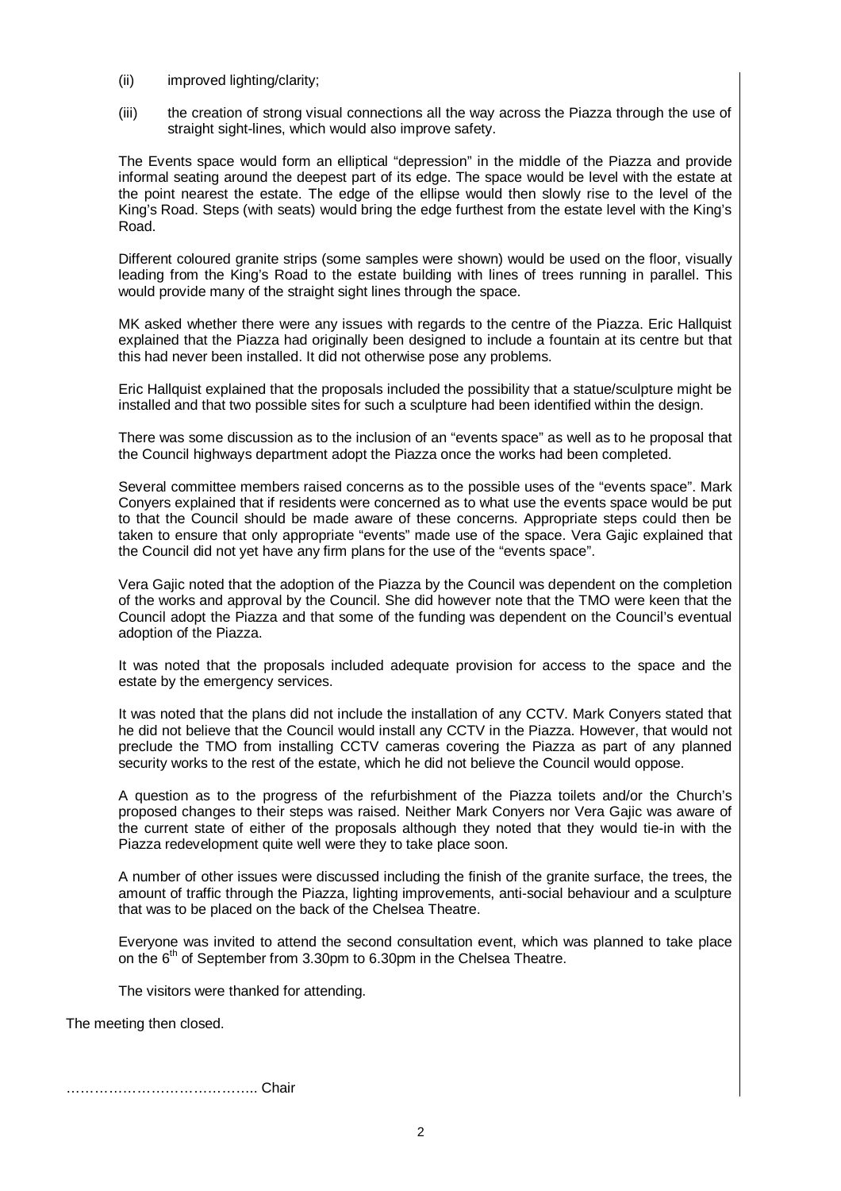(ii) improved lighting/clarity;

(iii) the creation of strong visual connections all the way across the Piazza through the use of straight sight-lines, which would also improve safety.

The Events space would form an elliptical "depression" in the middle of the Piazza and provide informal seating around the deepest part of its edge. The space would be level with the estate at the point nearest the estate. The edge of the ellipse would then slowly rise to the level of the King's Road. Steps (with seats) would bring the edge furthest from the estate level with the King's Road.

Different coloured granite strips (some samples were shown) would be used on the floor, visually leading from the King's Road to the estate building with lines of trees running in parallel. This would provide many of the straight sight lines through the space.

MK asked whether there were any issues with regards to the centre of the Piazza. Eric Hallquist explained that the Piazza had originally been designed to include a fountain at its centre but that this had never been installed. It did not otherwise pose any problems.

Eric Hallquist explained that the proposals included the possibility that a statue/sculpture might be installed and that two possible sites for such a sculpture had been identified within the design.

There was some discussion as to the inclusion of an "events space" as well as to he proposal that the Council highways department adopt the Piazza once the works had been completed.

Several committee members raised concerns as to the possible uses of the "events space". Mark Conyers explained that if residents were concerned as to what use the events space would be put to that the Council should be made aware of these concerns. Appropriate steps could then be taken to ensure that only appropriate "events" made use of the space. Vera Gajic explained that the Council did not yet have any firm plans for the use of the "events space".

Vera Gajic noted that the adoption of the Piazza by the Council was dependent on the completion of the works and approval by the Council. She did however note that the TMO were keen that the Council adopt the Piazza and that some of the funding was dependent on the Council's eventual adoption of the Piazza.

It was noted that the proposals included adequate provision for access to the space and the estate by the emergency services.

It was noted that the plans did not include the installation of any CCTV. Mark Conyers stated that he did not believe that the Council would install any CCTV in the Piazza. However, that would not preclude the TMO from installing CCTV cameras covering the Piazza as part of any planned security works to the rest of the estate, which he did not believe the Council would oppose.

A question as to the progress of the refurbishment of the Piazza toilets and/or the Church's proposed changes to their steps was raised. Neither Mark Conyers nor Vera Gajic was aware of the current state of either of the proposals although they noted that they would tie-in with the Piazza redevelopment quite well were they to take place soon.

A number of other issues were discussed including the finish of the granite surface, the trees, the amount of traffic through the Piazza, lighting improvements, anti-social behaviour and a sculpture that was to be placed on the back of the Chelsea Theatre.

Everyone was invited to attend the second consultation event, which was planned to take place on the 6th of September from 3.30pm to 6.30pm in the Chelsea Theatre.

The visitors were thanked for attending.

The meeting then closed.

………………………………….. Chair